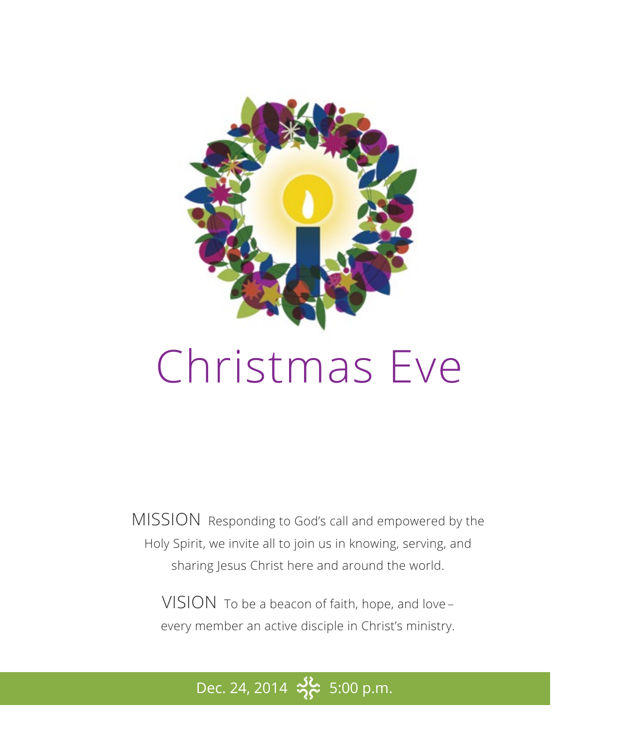# Christmas Eve

MISSION Responding to God's call and empowered by the Holy Spirit, we invite all to join us in knowing, serving, and sharing Jesus Christ here and around the world.

VISION To be a beacon of faith, hope, and love – every member an active disciple in Christ's ministry.

Dec. 24, 2014 5:00 p.m.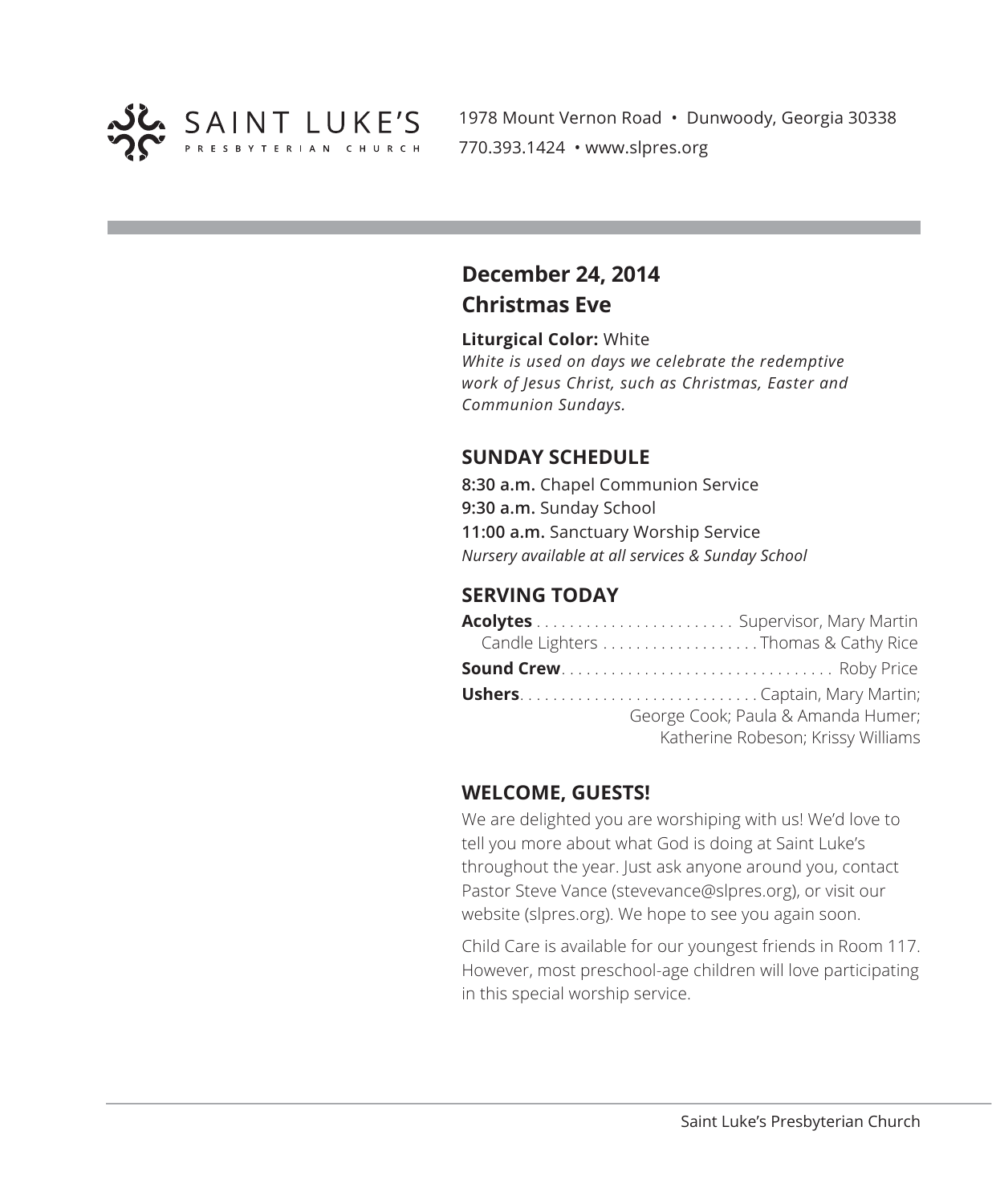SAINT LUKE'S PRESBYTERIAN CHURCH

1978 Mount Vernon Road • Dunwoody, Georgia 30338
770.393.1424 • www.slpres.org

## December 24, 2014
## Christmas Eve

**Liturgical Color:** White
*White is used on days we celebrate the redemptive work of Jesus Christ, such as Christmas, Easter and Communion Sundays.*

### SUNDAY SCHEDULE

**8:30 a.m.** Chapel Communion Service
**9:30 a.m.** Sunday School
**11:00 a.m.** Sanctuary Worship Service
*Nursery available at all services & Sunday School*

### SERVING TODAY

**Acolytes** . . . . . . . . . . . . . . . . . . . . . . . . Supervisor, Mary Martin
Candle Lighters . . . . . . . . . . . . . . . . . . . Thomas & Cathy Rice
**Sound Crew**. . . . . . . . . . . . . . . . . . . . . . . . . . . . . . . . . Roby Price
**Ushers**. . . . . . . . . . . . . . . . . . . . . . . . . . . . Captain, Mary Martin; George Cook; Paula & Amanda Humer; Katherine Robeson; Krissy Williams

### WELCOME, GUESTS!

We are delighted you are worshiping with us! We'd love to tell you more about what God is doing at Saint Luke's throughout the year. Just ask anyone around you, contact Pastor Steve Vance (stevevance@slpres.org), or visit our website (slpres.org). We hope to see you again soon.

Child Care is available for our youngest friends in Room 117. However, most preschool-age children will love participating in this special worship service.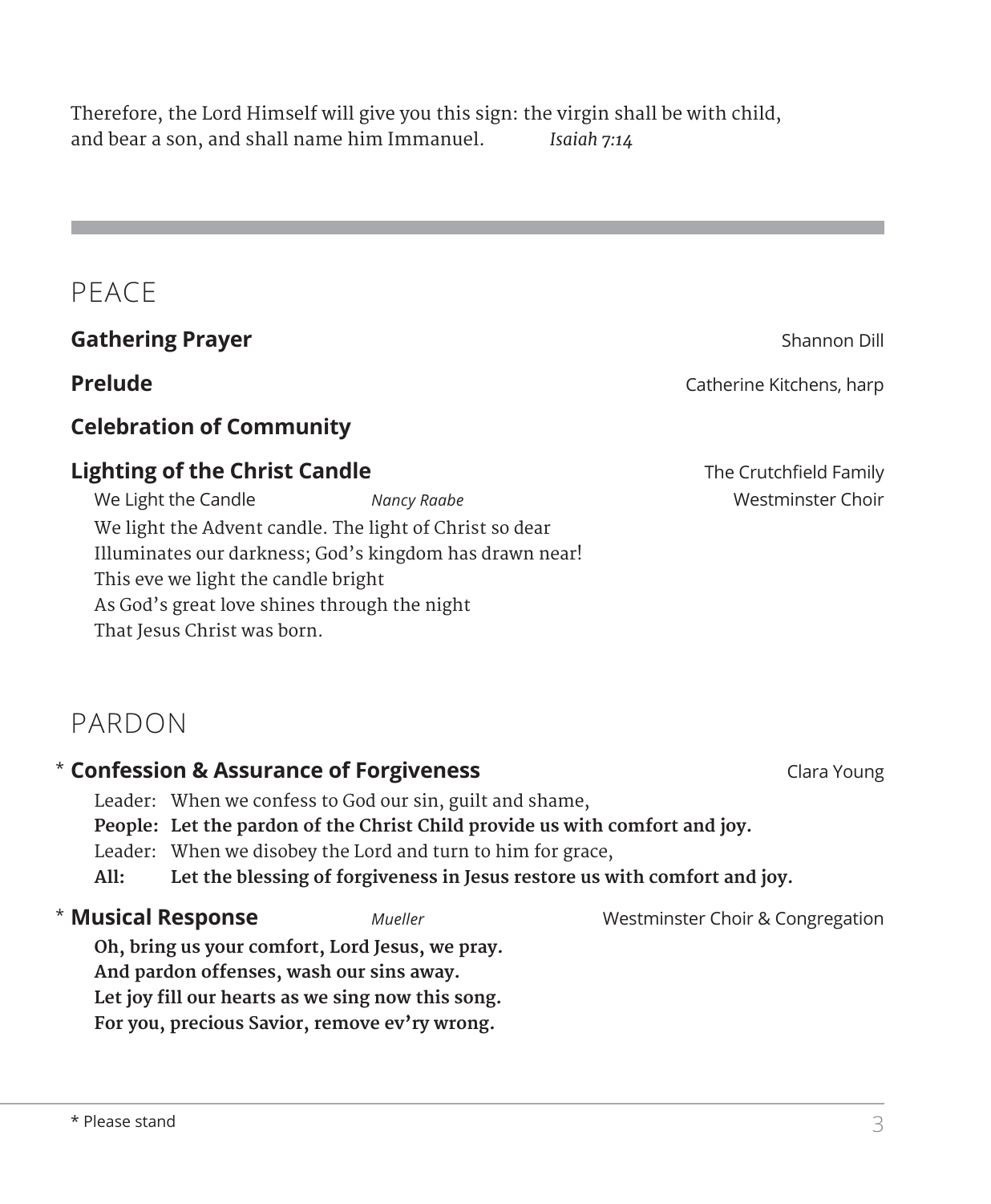Therefore, the Lord Himself will give you this sign: the virgin shall be with child, and bear a son, and shall name him Immanuel. *Isaiah 7:14*

---

## PEACE

**Gathering Prayer** — Shannon Dill

**Prelude** — Catherine Kitchens, harp

**Celebration of Community**

**Lighting of the Christ Candle** — The Crutchfield Family

We Light the Candle — *Nancy Raabe* — Westminster Choir

We light the Advent candle. The light of Christ so dear
Illuminates our darkness; God's kingdom has drawn near!
This eve we light the candle bright
As God's great love shines through the night
That Jesus Christ was born.

## PARDON

\* **Confession & Assurance of Forgiveness** — Clara Young

Leader: When we confess to God our sin, guilt and shame,
**People: Let the pardon of the Christ Child provide us with comfort and joy.**
Leader: When we disobey the Lord and turn to him for grace,
**All: Let the blessing of forgiveness in Jesus restore us with comfort and joy.**

\* **Musical Response** — *Mueller* — Westminster Choir & Congregation

**Oh, bring us your comfort, Lord Jesus, we pray.**
**And pardon offenses, wash our sins away.**
**Let joy fill our hearts as we sing now this song.**
**For you, precious Savior, remove ev'ry wrong.**

\* Please stand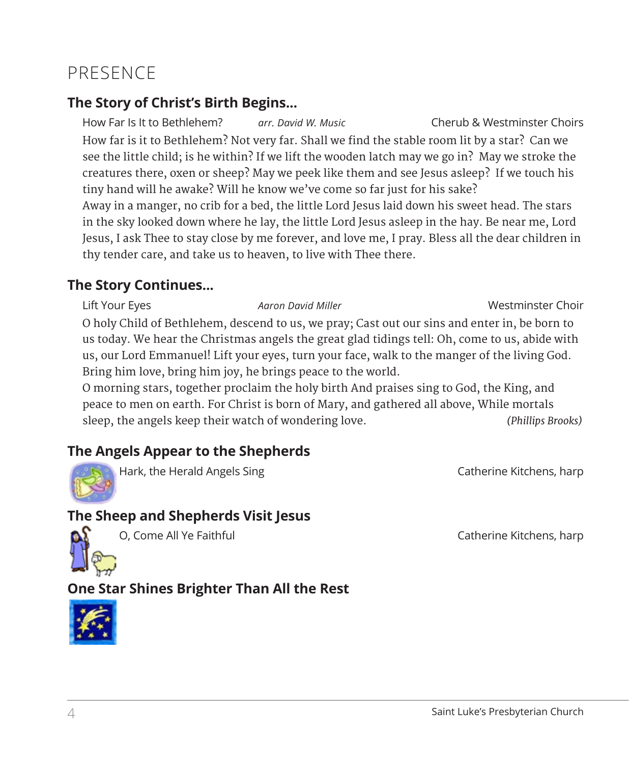# PRESENCE

## The Story of Christ's Birth Begins...

How Far Is It to Bethlehem? *arr. David W. Music* Cherub & Westminster Choirs

How far is it to Bethlehem? Not very far. Shall we find the stable room lit by a star? Can we see the little child; is he within? If we lift the wooden latch may we go in? May we stroke the creatures there, oxen or sheep? May we peek like them and see Jesus asleep? If we touch his tiny hand will he awake? Will he know we've come so far just for his sake?
Away in a manger, no crib for a bed, the little Lord Jesus laid down his sweet head. The stars in the sky looked down where he lay, the little Lord Jesus asleep in the hay. Be near me, Lord Jesus, I ask Thee to stay close by me forever, and love me, I pray. Bless all the dear children in thy tender care, and take us to heaven, to live with Thee there.

## The Story Continues...

Lift Your Eyes *Aaron David Miller* Westminster Choir

O holy Child of Bethlehem, descend to us, we pray; Cast out our sins and enter in, be born to us today. We hear the Christmas angels the great glad tidings tell: Oh, come to us, abide with us, our Lord Emmanuel! Lift your eyes, turn your face, walk to the manger of the living God. Bring him love, bring him joy, he brings peace to the world.
O morning stars, together proclaim the holy birth And praises sing to God, the King, and peace to men on earth. For Christ is born of Mary, and gathered all above, While mortals sleep, the angels keep their watch of wondering love. *(Phillips Brooks)*

## The Angels Appear to the Shepherds

Hark, the Herald Angels Sing Catherine Kitchens, harp

## The Sheep and Shepherds Visit Jesus

O, Come All Ye Faithful Catherine Kitchens, harp

## One Star Shines Brighter Than All the Rest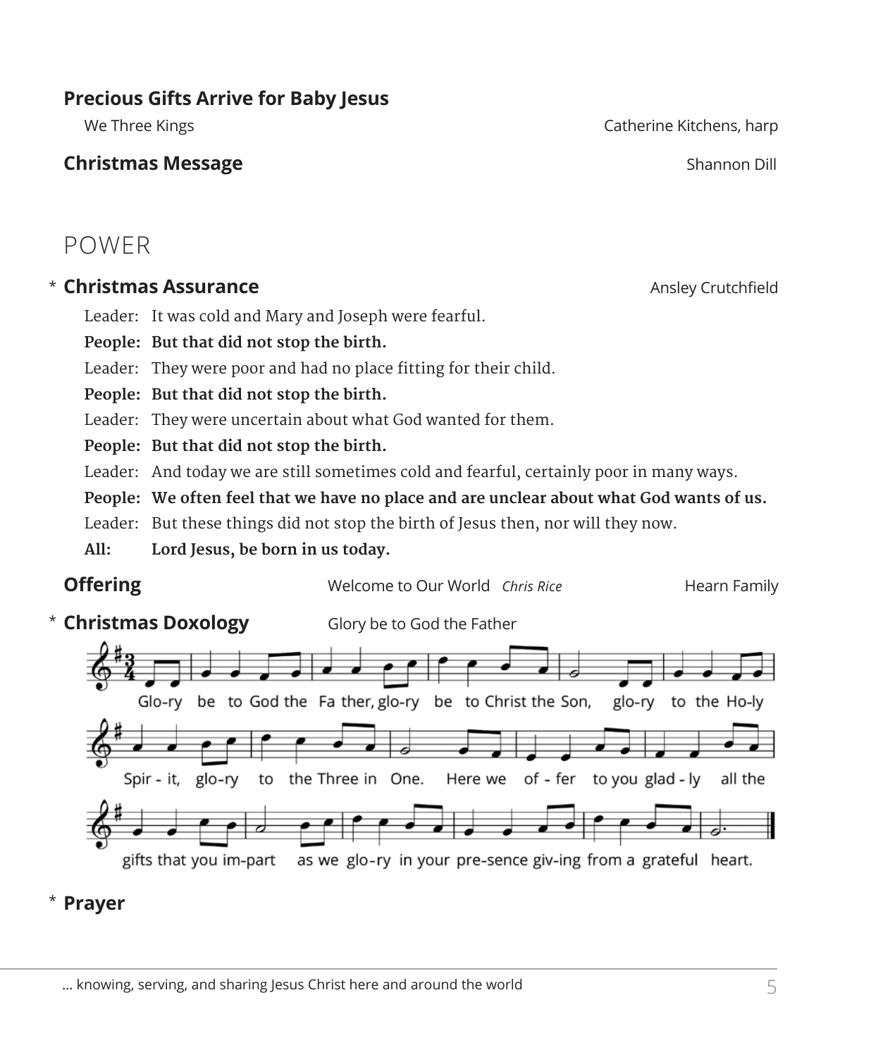**Precious Gifts Arrive for Baby Jesus**

We Three Kings — Catherine Kitchens, harp

**Christmas Message** — Shannon Dill

## POWER

\* **Christmas Assurance** — Ansley Crutchfield

Leader: It was cold and Mary and Joseph were fearful.

**People: But that did not stop the birth.**

Leader: They were poor and had no place fitting for their child.

**People: But that did not stop the birth.**

Leader: They were uncertain about what God wanted for them.

**People: But that did not stop the birth.**

Leader: And today we are still sometimes cold and fearful, certainly poor in many ways.

**People: We often feel that we have no place and are unclear about what God wants of us.**

Leader: But these things did not stop the birth of Jesus then, nor will they now.

**All: Lord Jesus, be born in us today.**

**Offering** — Welcome to Our World *Chris Rice* — Hearn Family

\* **Christmas Doxology** — Glory be to God the Father

Glo-ry be to God the Fa ther, glo-ry be to Christ the Son, glo-ry to the Ho-ly Spir - it, glo-ry to the Three in One. Here we of - fer to you glad - ly all the gifts that you im-part as we glo-ry in your pre-sence giv-ing from a grateful heart.

\* **Prayer**

... knowing, serving, and sharing Jesus Christ here and around the world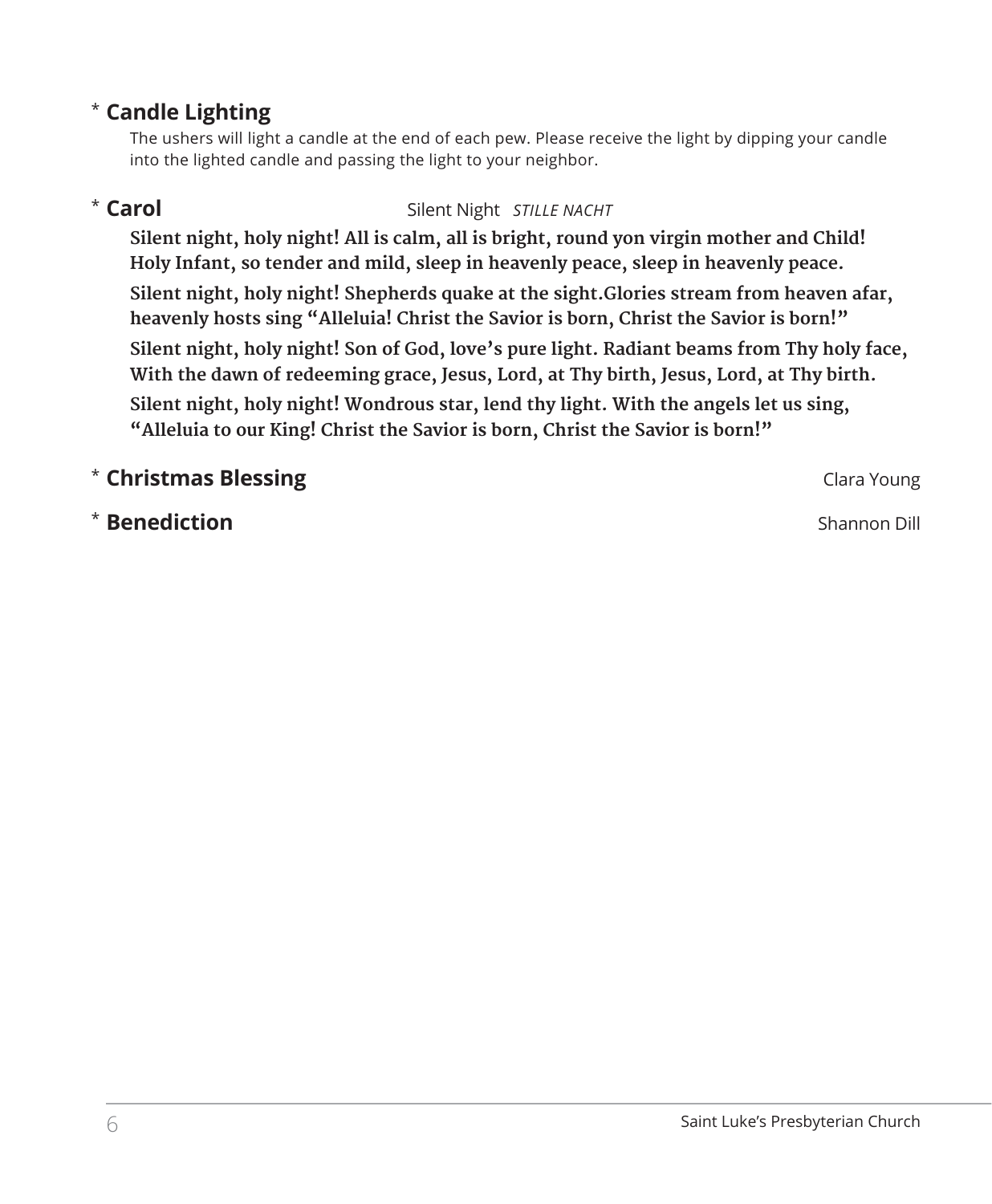\* **Candle Lighting**

The ushers will light a candle at the end of each pew. Please receive the light by dipping your candle into the lighted candle and passing the light to your neighbor.

\* **Carol** Silent Night *STILLE NACHT*

**Silent night, holy night! All is calm, all is bright, round yon virgin mother and Child! Holy Infant, so tender and mild, sleep in heavenly peace, sleep in heavenly peace.**

**Silent night, holy night! Shepherds quake at the sight.Glories stream from heaven afar, heavenly hosts sing "Alleluia! Christ the Savior is born, Christ the Savior is born!"**

**Silent night, holy night! Son of God, love's pure light. Radiant beams from Thy holy face, With the dawn of redeeming grace, Jesus, Lord, at Thy birth, Jesus, Lord, at Thy birth.**

**Silent night, holy night! Wondrous star, lend thy light. With the angels let us sing, "Alleluia to our King! Christ the Savior is born, Christ the Savior is born!"**

\* **Christmas Blessing** Clara Young

\* **Benediction** Shannon Dill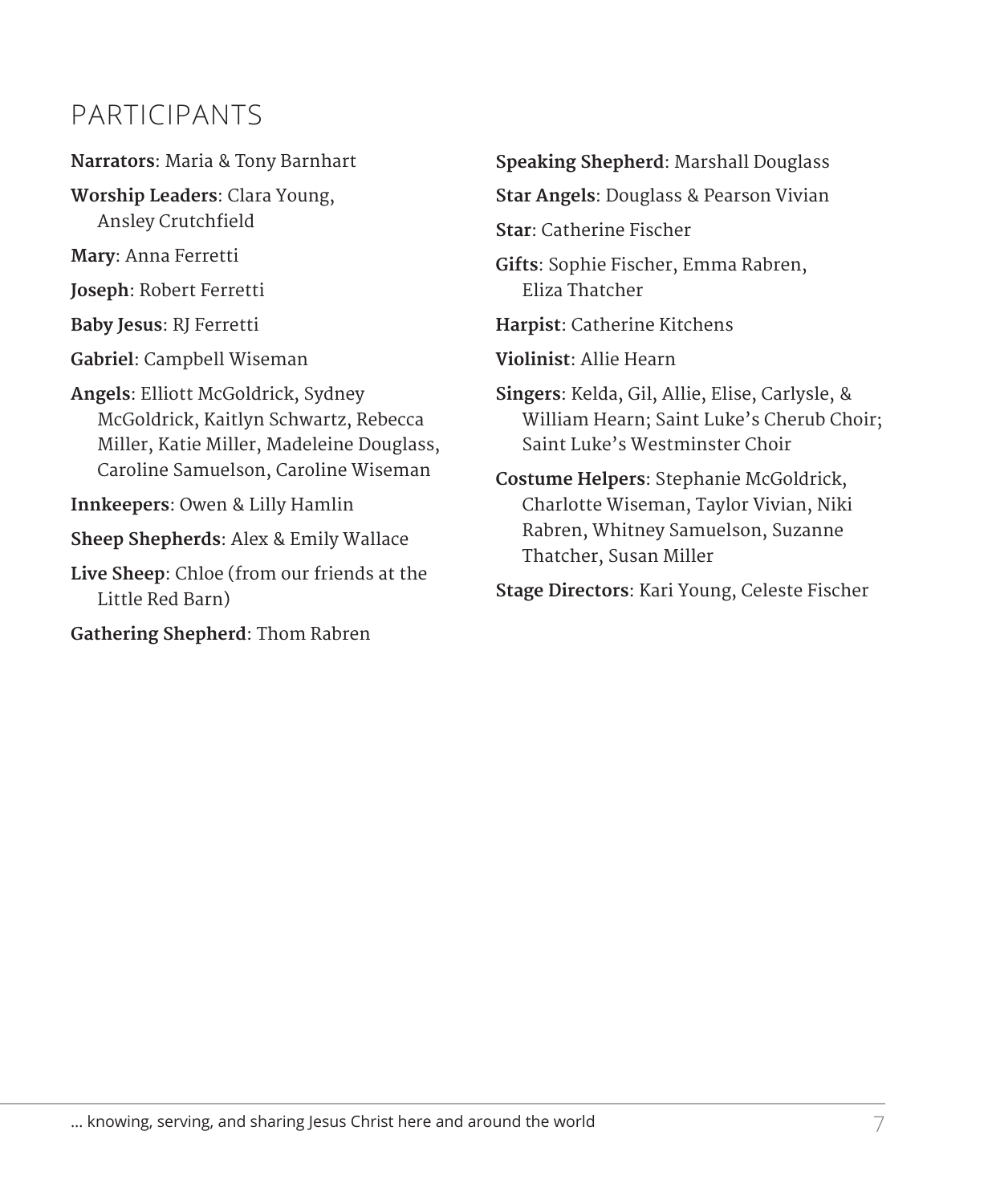## PARTICIPANTS

**Narrators**: Maria & Tony Barnhart

**Worship Leaders**: Clara Young, Ansley Crutchfield

**Mary**: Anna Ferretti

**Joseph**: Robert Ferretti

**Baby Jesus**: RJ Ferretti

**Gabriel**: Campbell Wiseman

**Angels**: Elliott McGoldrick, Sydney McGoldrick, Kaitlyn Schwartz, Rebecca Miller, Katie Miller, Madeleine Douglass, Caroline Samuelson, Caroline Wiseman

**Innkeepers**: Owen & Lilly Hamlin

**Sheep Shepherds**: Alex & Emily Wallace

**Live Sheep**: Chloe (from our friends at the Little Red Barn)

**Gathering Shepherd**: Thom Rabren

**Speaking Shepherd**: Marshall Douglass

**Star Angels**: Douglass & Pearson Vivian

**Star**: Catherine Fischer

**Gifts**: Sophie Fischer, Emma Rabren, Eliza Thatcher

**Harpist**: Catherine Kitchens

**Violinist**: Allie Hearn

**Singers**: Kelda, Gil, Allie, Elise, Carlyse, & William Hearn; Saint Luke's Cherub Choir; Saint Luke's Westminster Choir

**Costume Helpers**: Stephanie McGoldrick, Charlotte Wiseman, Taylor Vivian, Niki Rabren, Whitney Samuelson, Suzanne Thatcher, Susan Miller

**Stage Directors**: Kari Young, Celeste Fischer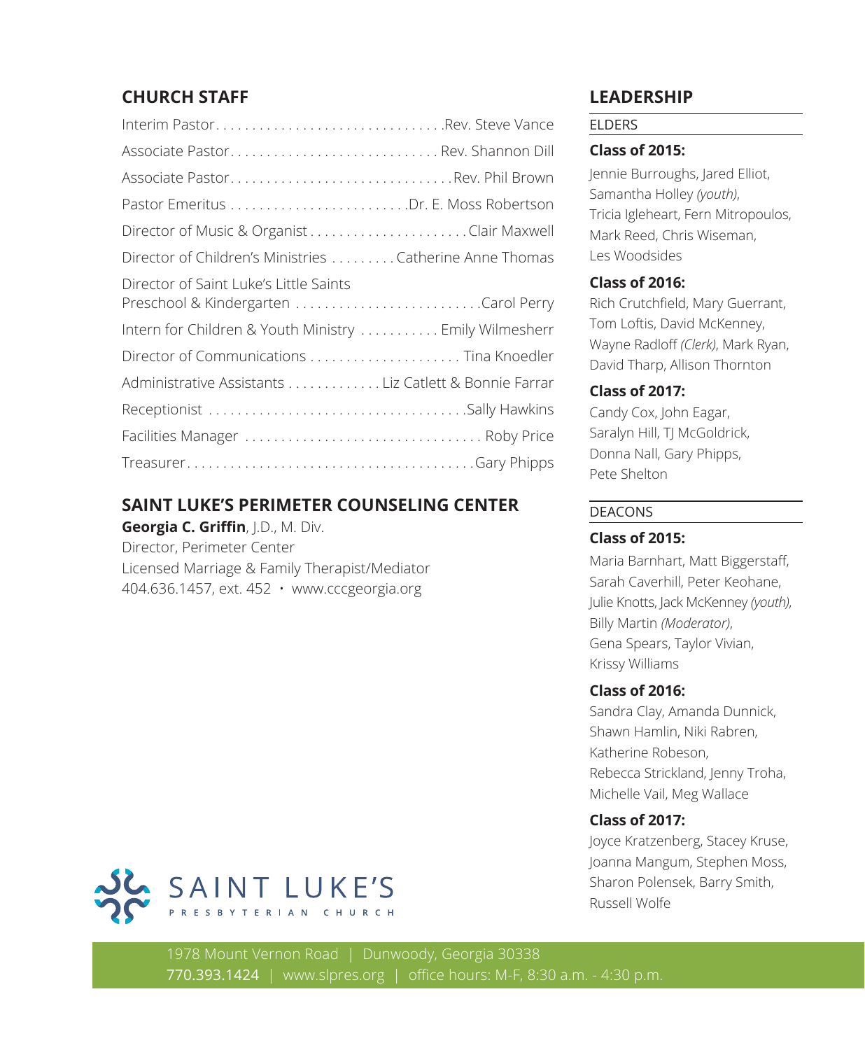## CHURCH STAFF

| | |
|---|---|
| Interim Pastor | Rev. Steve Vance |
| Associate Pastor | Rev. Shannon Dill |
| Associate Pastor | Rev. Phil Brown |
| Pastor Emeritus | Dr. E. Moss Robertson |
| Director of Music & Organist | Clair Maxwell |
| Director of Children's Ministries | Catherine Anne Thomas |
| Director of Saint Luke's Little Saints Preschool & Kindergarten | Carol Perry |
| Intern for Children & Youth Ministry | Emily Wilmesherr |
| Director of Communications | Tina Knoedler |
| Administrative Assistants | Liz Catlett & Bonnie Farrar |
| Receptionist | Sally Hawkins |
| Facilities Manager | Roby Price |
| Treasurer | Gary Phipps |

## SAINT LUKE'S PERIMETER COUNSELING CENTER

**Georgia C. Griffin**, J.D., M. Div.
Director, Perimeter Center
Licensed Marriage & Family Therapist/Mediator
404.636.1457, ext. 452 • www.cccgeorgia.org

## LEADERSHIP

### ELDERS

**Class of 2015:**

Jennie Burroughs, Jared Elliot, Samantha Holley *(youth)*, Tricia Igleheart, Fern Mitropoulos, Mark Reed, Chris Wiseman, Les Woodsides

**Class of 2016:**

Rich Crutchfield, Mary Guerrant, Tom Loftis, David McKenney, Wayne Radloff *(Clerk)*, Mark Ryan, David Tharp, Allison Thornton

**Class of 2017:**

Candy Cox, John Eagar, Saralyn Hill, TJ McGoldrick, Donna Nall, Gary Phipps, Pete Shelton

### DEACONS

**Class of 2015:**

Maria Barnhart, Matt Biggerstaff, Sarah Caverhill, Peter Keohane, Julie Knotts, Jack McKenney *(youth)*, Billy Martin *(Moderator)*, Gena Spears, Taylor Vivian, Krissy Williams

**Class of 2016:**

Sandra Clay, Amanda Dunnick, Shawn Hamlin, Niki Rabren, Katherine Robeson, Rebecca Strickland, Jenny Troha, Michelle Vail, Meg Wallace

**Class of 2017:**

Joyce Kratzenberg, Stacey Kruse, Joanna Mangum, Stephen Moss, Sharon Polensek, Barry Smith, Russell Wolfe

SAINT LUKE'S
PRESBYTERIAN CHURCH

1978 Mount Vernon Road | Dunwoody, Georgia 30338
770.393.1424 | www.slpres.org | office hours: M-F, 8:30 a.m. - 4:30 p.m.